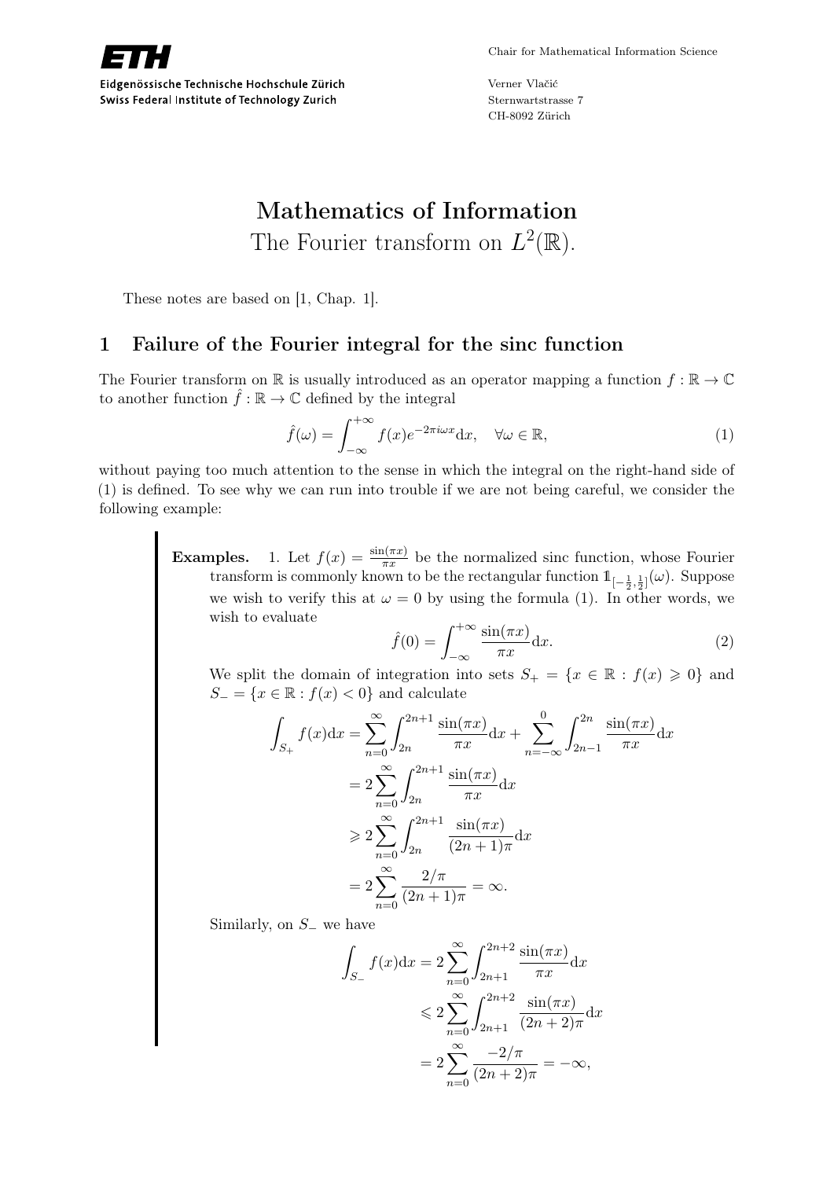Chair for Mathematical Information Science

Verner Vlačić
Sternwartstrasse 7
CH-8092 Zürich

Eidgenössische Technische Hochschule Zürich
Swiss Federal Institute of Technology Zurich

# Mathematics of Information
## The Fourier transform on $L^2(\mathbb{R})$.

These notes are based on [1, Chap. 1].

## 1 Failure of the Fourier integral for the sinc function

The Fourier transform on $\mathbb{R}$ is usually introduced as an operator mapping a function $f : \mathbb{R} \to \mathbb{C}$ to another function $\hat{f} : \mathbb{R} \to \mathbb{C}$ defined by the integral

$$\hat{f}(\omega) = \int_{-\infty}^{+\infty} f(x) e^{-2\pi i \omega x} \mathrm{d}x, \quad \forall \omega \in \mathbb{R}, \tag{1}$$

without paying too much attention to the sense in which the integral on the right-hand side of (1) is defined. To see why we can run into trouble if we are not being careful, we consider the following example:

**Examples.** 1. Let $f(x) = \frac{\sin(\pi x)}{\pi x}$ be the normalized sinc function, whose Fourier transform is commonly known to be the rectangular function $\mathbb{1}_{[-\frac{1}{2},\frac{1}{2}]}(\omega)$. Suppose we wish to verify this at $\omega = 0$ by using the formula (1). In other words, we wish to evaluate

$$\hat{f}(0) = \int_{-\infty}^{+\infty} \frac{\sin(\pi x)}{\pi x} \mathrm{d}x. \tag{2}$$

We split the domain of integration into sets $S_+ = \{x \in \mathbb{R} : f(x) \geqslant 0\}$ and $S_- = \{x \in \mathbb{R} : f(x) < 0\}$ and calculate

$$\begin{aligned}
\int_{S_+} f(x) \mathrm{d}x &= \sum_{n=0}^{\infty} \int_{2n}^{2n+1} \frac{\sin(\pi x)}{\pi x} \mathrm{d}x + \sum_{n=-\infty}^{0} \int_{2n-1}^{2n} \frac{\sin(\pi x)}{\pi x} \mathrm{d}x \\
&= 2 \sum_{n=0}^{\infty} \int_{2n}^{2n+1} \frac{\sin(\pi x)}{\pi x} \mathrm{d}x \\
&\geqslant 2 \sum_{n=0}^{\infty} \int_{2n}^{2n+1} \frac{\sin(\pi x)}{(2n+1)\pi} \mathrm{d}x \\
&= 2 \sum_{n=0}^{\infty} \frac{2/\pi}{(2n+1)\pi} = \infty.
\end{aligned}$$

Similarly, on $S_-$ we have

$$\begin{aligned}
\int_{S_-} f(x) \mathrm{d}x &= 2 \sum_{n=0}^{\infty} \int_{2n+1}^{2n+2} \frac{\sin(\pi x)}{\pi x} \mathrm{d}x \\
&\leqslant 2 \sum_{n=0}^{\infty} \int_{2n+1}^{2n+2} \frac{\sin(\pi x)}{(2n+2)\pi} \mathrm{d}x \\
&= 2 \sum_{n=0}^{\infty} \frac{-2/\pi}{(2n+2)\pi} = -\infty,
\end{aligned}$$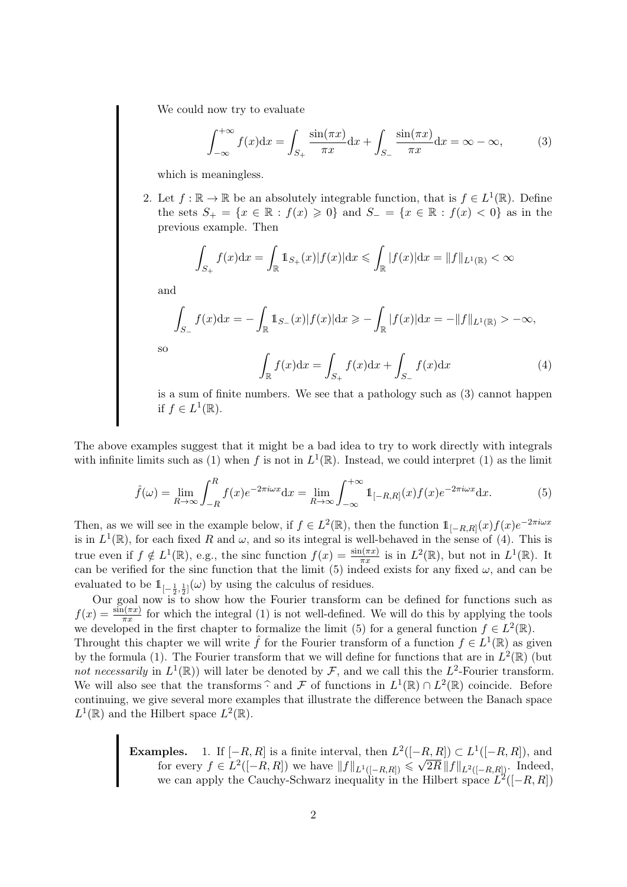We could now try to evaluate

$$\int_{-\infty}^{+\infty} f(x)\mathrm{d}x = \int_{S_+} \frac{\sin(\pi x)}{\pi x}\mathrm{d}x + \int_{S_-} \frac{\sin(\pi x)}{\pi x}\mathrm{d}x = \infty - \infty, \tag{3}$$

which is meaningless.

2. Let $f : \mathbb{R} \to \mathbb{R}$ be an absolutely integrable function, that is $f \in L^1(\mathbb{R})$. Define the sets $S_+ = \{x \in \mathbb{R} : f(x) \geqslant 0\}$ and $S_- = \{x \in \mathbb{R} : f(x) < 0\}$ as in the previous example. Then

$$\int_{S_+} f(x)\mathrm{d}x = \int_{\mathbb{R}} \mathbb{1}_{S_+}(x)|f(x)|\mathrm{d}x \leqslant \int_{\mathbb{R}} |f(x)|\mathrm{d}x = \|f\|_{L^1(\mathbb{R})} < \infty$$

and

$$\int_{S_-} f(x)\mathrm{d}x = -\int_{\mathbb{R}} \mathbb{1}_{S_-}(x)|f(x)|\mathrm{d}x \geqslant -\int_{\mathbb{R}} |f(x)|\mathrm{d}x = -\|f\|_{L^1(\mathbb{R})} > -\infty,$$

so

$$\int_{\mathbb{R}} f(x)\mathrm{d}x = \int_{S_+} f(x)\mathrm{d}x + \int_{S_-} f(x)\mathrm{d}x \tag{4}$$

is a sum of finite numbers. We see that a pathology such as (3) cannot happen if $f \in L^1(\mathbb{R})$.

The above examples suggest that it might be a bad idea to try to work directly with integrals with infinite limits such as (1) when $f$ is not in $L^1(\mathbb{R})$. Instead, we could interpret (1) as the limit

$$\hat{f}(\omega) = \lim_{R\to\infty} \int_{-R}^{R} f(x)e^{-2\pi i\omega x}\mathrm{d}x = \lim_{R\to\infty} \int_{-\infty}^{+\infty} \mathbb{1}_{[-R,R]}(x)f(x)e^{-2\pi i\omega x}\mathrm{d}x. \tag{5}$$

Then, as we will see in the example below, if $f \in L^2(\mathbb{R})$, then the function $\mathbb{1}_{[-R,R]}(x)f(x)e^{-2\pi i\omega x}$ is in $L^1(\mathbb{R})$, for each fixed $R$ and $\omega$, and so its integral is well-behaved in the sense of (4). This is true even if $f \notin L^1(\mathbb{R})$, e.g., the sinc function $f(x) = \frac{\sin(\pi x)}{\pi x}$ is in $L^2(\mathbb{R})$, but not in $L^1(\mathbb{R})$. It can be verified for the sinc function that the limit (5) indeed exists for any fixed $\omega$, and can be evaluated to be $\mathbb{1}_{[-\frac{1}{2},\frac{1}{2}]}(\omega)$ by using the calculus of residues.

Our goal now is to show how the Fourier transform can be defined for functions such as $f(x) = \frac{\sin(\pi x)}{\pi x}$ for which the integral (1) is not well-defined. We will do this by applying the tools we developed in the first chapter to formalize the limit (5) for a general function $f \in L^2(\mathbb{R})$.
Throught this chapter we will write $\hat{f}$ for the Fourier transform of a function $f \in L^1(\mathbb{R})$ as given by the formula (1). The Fourier transform that we will define for functions that are in $L^2(\mathbb{R})$ (but *not necessarily* in $L^1(\mathbb{R})$) will later be denoted by $\mathcal{F}$, and we call this the $L^2$-Fourier transform. We will also see that the transforms $\widehat{\cdot}$ and $\mathcal{F}$ of functions in $L^1(\mathbb{R}) \cap L^2(\mathbb{R})$ coincide. Before continuing, we give several more examples that illustrate the difference between the Banach space $L^1(\mathbb{R})$ and the Hilbert space $L^2(\mathbb{R})$.

**Examples.** 1. If $[-R, R]$ is a finite interval, then $L^2([-R, R]) \subset L^1([-R, R])$, and for every $f \in L^2([-R, R])$ we have $\|f\|_{L^1([-R,R])} \leqslant \sqrt{2R}\,\|f\|_{L^2([-R,R])}$. Indeed, we can apply the Cauchy-Schwarz inequality in the Hilbert space $L^2([-R, R])$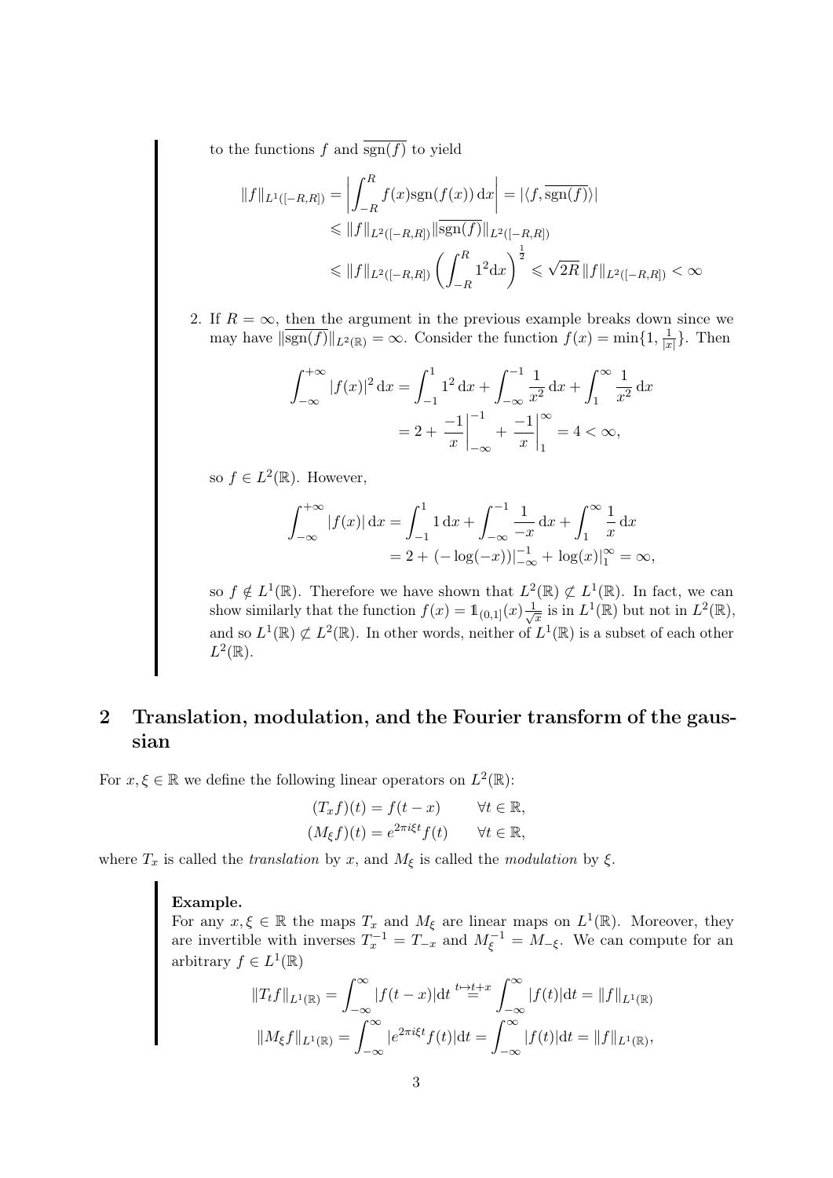to the functions $f$ and $\overline{\text{sgn}(f)}$ to yield

$$\begin{aligned}
\|f\|_{L^1([-R,R])} &= \left|\int_{-R}^{R} f(x)\text{sgn}(f(x))\,\mathrm{d}x\right| = |\langle f, \overline{\text{sgn}(f)}\rangle| \\
&\leqslant \|f\|_{L^2([-R,R])}\|\overline{\text{sgn}(f)}\|_{L^2([-R,R])} \\
&\leqslant \|f\|_{L^2([-R,R])}\left(\int_{-R}^{R} 1^2 \mathrm{d}x\right)^{\frac{1}{2}} \leqslant \sqrt{2R}\,\|f\|_{L^2([-R,R])} < \infty
\end{aligned}$$

2. If $R = \infty$, then the argument in the previous example breaks down since we may have $\|\overline{\text{sgn}(f)}\|_{L^2(\mathbb{R})} = \infty$. Consider the function $f(x) = \min\{1, \frac{1}{|x|}\}$. Then

$$\begin{aligned}
\int_{-\infty}^{+\infty} |f(x)|^2\,\mathrm{d}x &= \int_{-1}^{1} 1^2\,\mathrm{d}x + \int_{-\infty}^{-1} \frac{1}{x^2}\,\mathrm{d}x + \int_{1}^{\infty} \frac{1}{x^2}\,\mathrm{d}x \\
&= 2 + \left.\frac{-1}{x}\right|_{-\infty}^{-1} + \left.\frac{-1}{x}\right|_{1}^{\infty} = 4 < \infty,
\end{aligned}$$

so $f \in L^2(\mathbb{R})$. However,

$$\begin{aligned}
\int_{-\infty}^{+\infty} |f(x)|\,\mathrm{d}x &= \int_{-1}^{1} 1\,\mathrm{d}x + \int_{-\infty}^{-1} \frac{1}{-x}\,\mathrm{d}x + \int_{1}^{\infty} \frac{1}{x}\,\mathrm{d}x \\
&= 2 + (-\log(-x))|_{-\infty}^{-1} + \log(x)|_{1}^{\infty} = \infty,
\end{aligned}$$

so $f \notin L^1(\mathbb{R})$. Therefore we have shown that $L^2(\mathbb{R}) \not\subset L^1(\mathbb{R})$. In fact, we can show similarly that the function $f(x) = \mathbb{1}_{(0,1]}(x)\frac{1}{\sqrt{x}}$ is in $L^1(\mathbb{R})$ but not in $L^2(\mathbb{R})$, and so $L^1(\mathbb{R}) \not\subset L^2(\mathbb{R})$. In other words, neither of $L^1(\mathbb{R})$ is a subset of each other $L^2(\mathbb{R})$.

## 2 Translation, modulation, and the Fourier transform of the gaussian

For $x, \xi \in \mathbb{R}$ we define the following linear operators on $L^2(\mathbb{R})$:

$$\begin{aligned}
(T_x f)(t) &= f(t - x) \qquad \forall t \in \mathbb{R}, \\
(M_\xi f)(t) &= e^{2\pi i \xi t} f(t) \qquad \forall t \in \mathbb{R},
\end{aligned}$$

where $T_x$ is called the *translation* by $x$, and $M_\xi$ is called the *modulation* by $\xi$.

**Example.**
For any $x, \xi \in \mathbb{R}$ the maps $T_x$ and $M_\xi$ are linear maps on $L^1(\mathbb{R})$. Moreover, they are invertible with inverses $T_x^{-1} = T_{-x}$ and $M_\xi^{-1} = M_{-\xi}$. We can compute for an arbitrary $f \in L^1(\mathbb{R})$

$$\begin{aligned}
\|T_t f\|_{L^1(\mathbb{R})} &= \int_{-\infty}^{\infty} |f(t - x)|\mathrm{d}t \overset{t \mapsto t+x}{=} \int_{-\infty}^{\infty} |f(t)|\mathrm{d}t = \|f\|_{L^1(\mathbb{R})} \\
\|M_\xi f\|_{L^1(\mathbb{R})} &= \int_{-\infty}^{\infty} |e^{2\pi i \xi t} f(t)|\mathrm{d}t = \int_{-\infty}^{\infty} |f(t)|\mathrm{d}t = \|f\|_{L^1(\mathbb{R})},
\end{aligned}$$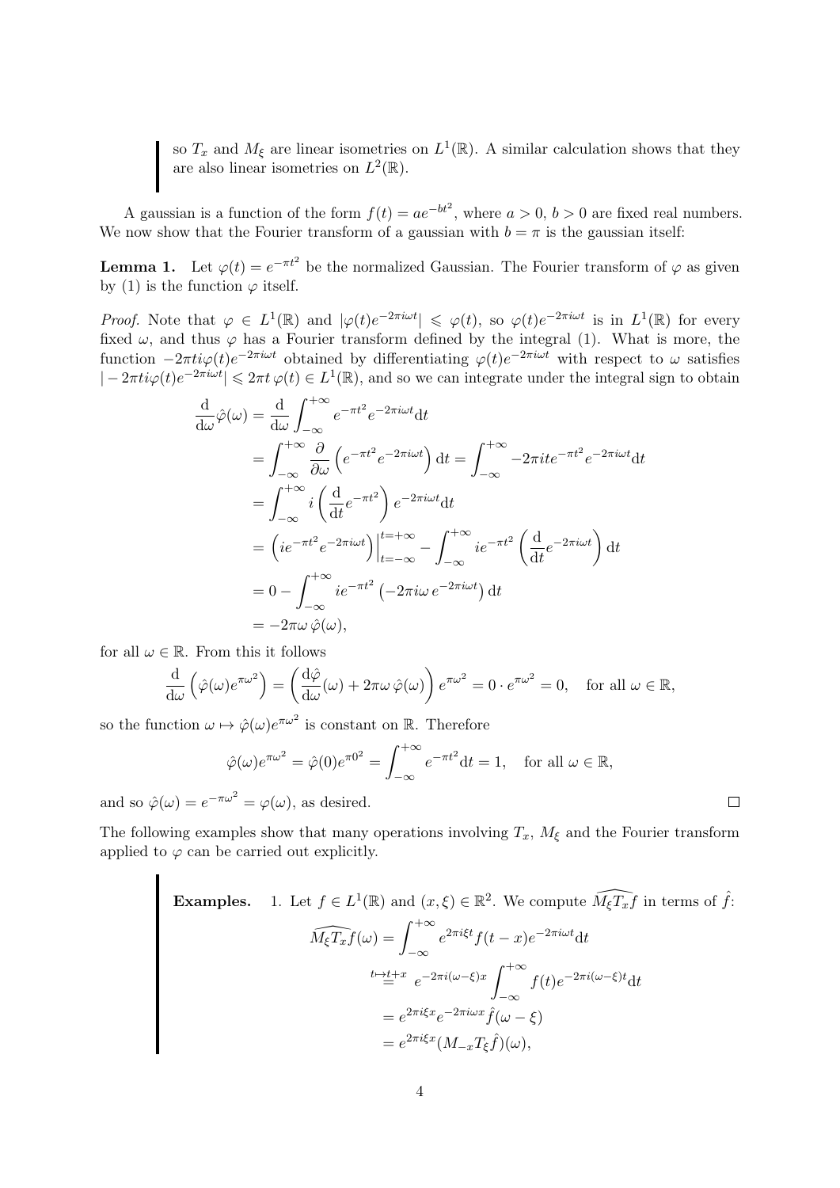so $T_x$ and $M_\xi$ are linear isometries on $L^1(\mathbb{R})$. A similar calculation shows that they are also linear isometries on $L^2(\mathbb{R})$.

A gaussian is a function of the form $f(t) = ae^{-bt^2}$, where $a > 0$, $b > 0$ are fixed real numbers. We now show that the Fourier transform of a gaussian with $b = \pi$ is the gaussian itself:

**Lemma 1.** Let $\varphi(t) = e^{-\pi t^2}$ be the normalized Gaussian. The Fourier transform of $\varphi$ as given by (1) is the function $\varphi$ itself.

*Proof.* Note that $\varphi \in L^1(\mathbb{R})$ and $|\varphi(t)e^{-2\pi i\omega t}| \leqslant \varphi(t)$, so $\varphi(t)e^{-2\pi i\omega t}$ is in $L^1(\mathbb{R})$ for every fixed $\omega$, and thus $\varphi$ has a Fourier transform defined by the integral (1). What is more, the function $-2\pi t i\varphi(t)e^{-2\pi i\omega t}$ obtained by differentiating $\varphi(t)e^{-2\pi i\omega t}$ with respect to $\omega$ satisfies $|-2\pi t i\varphi(t)e^{-2\pi i\omega t}| \leqslant 2\pi t\,\varphi(t) \in L^1(\mathbb{R})$, and so we can integrate under the integral sign to obtain

$$
\begin{aligned}
\frac{\mathrm{d}}{\mathrm{d}\omega}\hat{\varphi}(\omega) &= \frac{\mathrm{d}}{\mathrm{d}\omega}\int_{-\infty}^{+\infty} e^{-\pi t^2}e^{-2\pi i\omega t}\mathrm{d}t \\
&= \int_{-\infty}^{+\infty}\frac{\partial}{\partial\omega}\left(e^{-\pi t^2}e^{-2\pi i\omega t}\right)\mathrm{d}t = \int_{-\infty}^{+\infty} -2\pi i t e^{-\pi t^2}e^{-2\pi i\omega t}\mathrm{d}t \\
&= \int_{-\infty}^{+\infty} i\left(\frac{\mathrm{d}}{\mathrm{d}t}e^{-\pi t^2}\right)e^{-2\pi i\omega t}\mathrm{d}t \\
&= \left(ie^{-\pi t^2}e^{-2\pi i\omega t}\right)\Big|_{t=-\infty}^{t=+\infty} - \int_{-\infty}^{+\infty} ie^{-\pi t^2}\left(\frac{\mathrm{d}}{\mathrm{d}t}e^{-2\pi i\omega t}\right)\mathrm{d}t \\
&= 0 - \int_{-\infty}^{+\infty} ie^{-\pi t^2}\left(-2\pi i\omega\, e^{-2\pi i\omega t}\right)\mathrm{d}t \\
&= -2\pi\omega\,\hat{\varphi}(\omega),
\end{aligned}
$$

for all $\omega \in \mathbb{R}$. From this it follows

$$
\frac{\mathrm{d}}{\mathrm{d}\omega}\left(\hat{\varphi}(\omega)e^{\pi\omega^2}\right) = \left(\frac{\mathrm{d}\hat{\varphi}}{\mathrm{d}\omega}(\omega) + 2\pi\omega\,\hat{\varphi}(\omega)\right)e^{\pi\omega^2} = 0\cdot e^{\pi\omega^2} = 0, \quad \text{for all } \omega \in \mathbb{R},
$$

so the function $\omega \mapsto \hat{\varphi}(\omega)e^{\pi\omega^2}$ is constant on $\mathbb{R}$. Therefore

$$
\hat{\varphi}(\omega)e^{\pi\omega^2} = \hat{\varphi}(0)e^{\pi 0^2} = \int_{-\infty}^{+\infty} e^{-\pi t^2}\mathrm{d}t = 1, \quad \text{for all } \omega \in \mathbb{R},
$$

and so $\hat{\varphi}(\omega) = e^{-\pi\omega^2} = \varphi(\omega)$, as desired. □

The following examples show that many operations involving $T_x$, $M_\xi$ and the Fourier transform applied to $\varphi$ can be carried out explicitly.

**Examples.** 1. Let $f \in L^1(\mathbb{R})$ and $(x, \xi) \in \mathbb{R}^2$. We compute $\widehat{M_\xi T_x f}$ in terms of $\hat{f}$:

$$
\begin{aligned}
\widehat{M_\xi T_x f}(\omega) &= \int_{-\infty}^{+\infty} e^{2\pi i\xi t}f(t-x)e^{-2\pi i\omega t}\mathrm{d}t \\
&\overset{t\mapsto t+x}{=} e^{-2\pi i(\omega-\xi)x}\int_{-\infty}^{+\infty} f(t)e^{-2\pi i(\omega-\xi)t}\mathrm{d}t \\
&= e^{2\pi i\xi x}e^{-2\pi i\omega x}\hat{f}(\omega-\xi) \\
&= e^{2\pi i\xi x}(M_{-x}T_\xi\hat{f})(\omega),
\end{aligned}
$$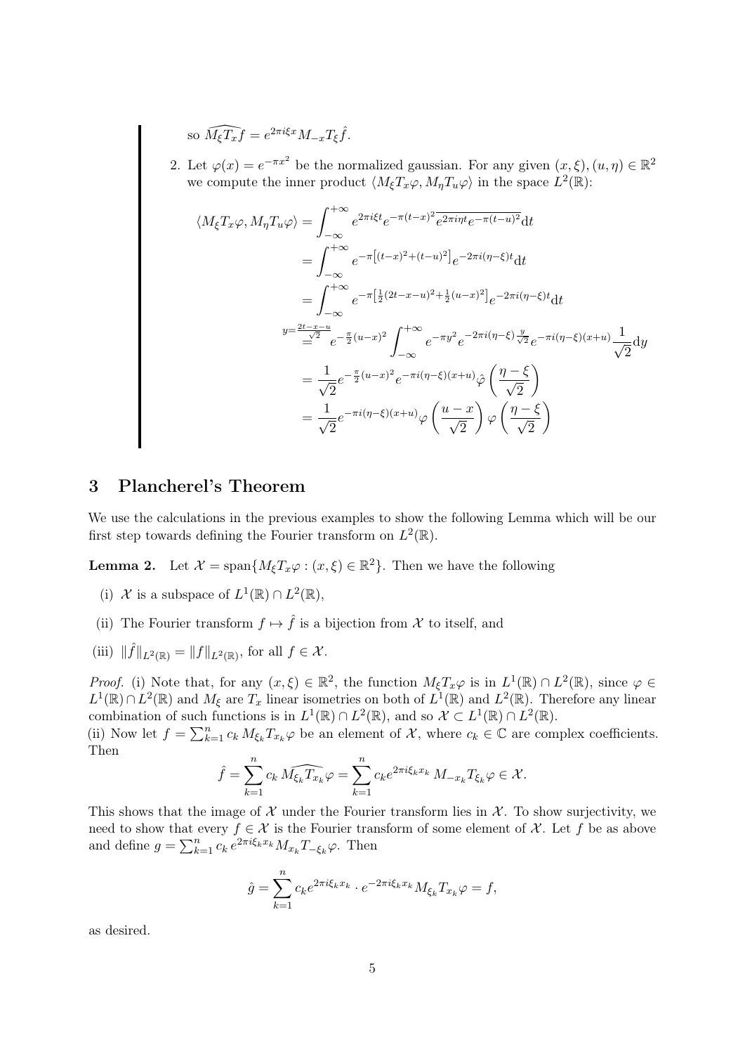so $\widehat{M_\xi T_x f} = e^{2\pi i\xi x} M_{-x} T_\xi \hat{f}$.

2. Let $\varphi(x) = e^{-\pi x^2}$ be the normalized gaussian. For any given $(x,\xi),(u,\eta) \in \mathbb{R}^2$ we compute the inner product $\langle M_\xi T_x \varphi, M_\eta T_u \varphi\rangle$ in the space $L^2(\mathbb{R})$:

$$
\begin{aligned}
\langle M_\xi T_x \varphi, M_\eta T_u \varphi\rangle &= \int_{-\infty}^{+\infty} e^{2\pi i\xi t} e^{-\pi(t-x)^2} \overline{e^{2\pi i\eta t} e^{-\pi(t-u)^2}} \mathrm{d}t \\
&= \int_{-\infty}^{+\infty} e^{-\pi\left[(t-x)^2+(t-u)^2\right]} e^{-2\pi i(\eta-\xi)t} \mathrm{d}t \\
&= \int_{-\infty}^{+\infty} e^{-\pi\left[\frac{1}{2}(2t-x-u)^2+\frac{1}{2}(u-x)^2\right]} e^{-2\pi i(\eta-\xi)t} \mathrm{d}t \\
&\overset{y=\frac{2t-x-u}{\sqrt{2}}}{=} e^{-\frac{\pi}{2}(u-x)^2} \int_{-\infty}^{+\infty} e^{-\pi y^2} e^{-2\pi i(\eta-\xi)\frac{y}{\sqrt{2}}} e^{-\pi i(\eta-\xi)(x+u)} \frac{1}{\sqrt{2}} \mathrm{d}y \\
&= \frac{1}{\sqrt{2}} e^{-\frac{\pi}{2}(u-x)^2} e^{-\pi i(\eta-\xi)(x+u)} \hat{\varphi}\left(\frac{\eta-\xi}{\sqrt{2}}\right) \\
&= \frac{1}{\sqrt{2}} e^{-\pi i(\eta-\xi)(x+u)} \varphi\left(\frac{u-x}{\sqrt{2}}\right) \varphi\left(\frac{\eta-\xi}{\sqrt{2}}\right)
\end{aligned}
$$

# 3 Plancherel's Theorem

We use the calculations in the previous examples to show the following Lemma which will be our first step towards defining the Fourier transform on $L^2(\mathbb{R})$.

**Lemma 2.** Let $\mathcal{X} = \operatorname{span}\{M_\xi T_x \varphi : (x,\xi) \in \mathbb{R}^2\}$. Then we have the following

(i) $\mathcal{X}$ is a subspace of $L^1(\mathbb{R}) \cap L^2(\mathbb{R})$,

(ii) The Fourier transform $f \mapsto \hat{f}$ is a bijection from $\mathcal{X}$ to itself, and

(iii) $\|\hat{f}\|_{L^2(\mathbb{R})} = \|f\|_{L^2(\mathbb{R})}$, for all $f \in \mathcal{X}$.

*Proof.* (i) Note that, for any $(x,\xi) \in \mathbb{R}^2$, the function $M_\xi T_x \varphi$ is in $L^1(\mathbb{R}) \cap L^2(\mathbb{R})$, since $\varphi \in L^1(\mathbb{R}) \cap L^2(\mathbb{R})$ and $M_\xi$ are $T_x$ linear isometries on both of $L^1(\mathbb{R})$ and $L^2(\mathbb{R})$. Therefore any linear combination of such functions is in $L^1(\mathbb{R}) \cap L^2(\mathbb{R})$, and so $\mathcal{X} \subset L^1(\mathbb{R}) \cap L^2(\mathbb{R})$.
(ii) Now let $f = \sum_{k=1}^n c_k\, M_{\xi_k} T_{x_k} \varphi$ be an element of $\mathcal{X}$, where $c_k \in \mathbb{C}$ are complex coefficients. Then

$$
\hat{f} = \sum_{k=1}^n c_k\, \widehat{M_{\xi_k} T_{x_k}} \varphi = \sum_{k=1}^n c_k e^{2\pi i\xi_k x_k}\, M_{-x_k} T_{\xi_k} \varphi \in \mathcal{X}.
$$

This shows that the image of $\mathcal{X}$ under the Fourier transform lies in $\mathcal{X}$. To show surjectivity, we need to show that every $f \in \mathcal{X}$ is the Fourier transform of some element of $\mathcal{X}$. Let $f$ be as above and define $g = \sum_{k=1}^n c_k\, e^{2\pi i\xi_k x_k} M_{x_k} T_{-\xi_k} \varphi$. Then

$$
\hat{g} = \sum_{k=1}^n c_k e^{2\pi i\xi_k x_k} \cdot e^{-2\pi i\xi_k x_k} M_{\xi_k} T_{x_k} \varphi = f,
$$

as desired.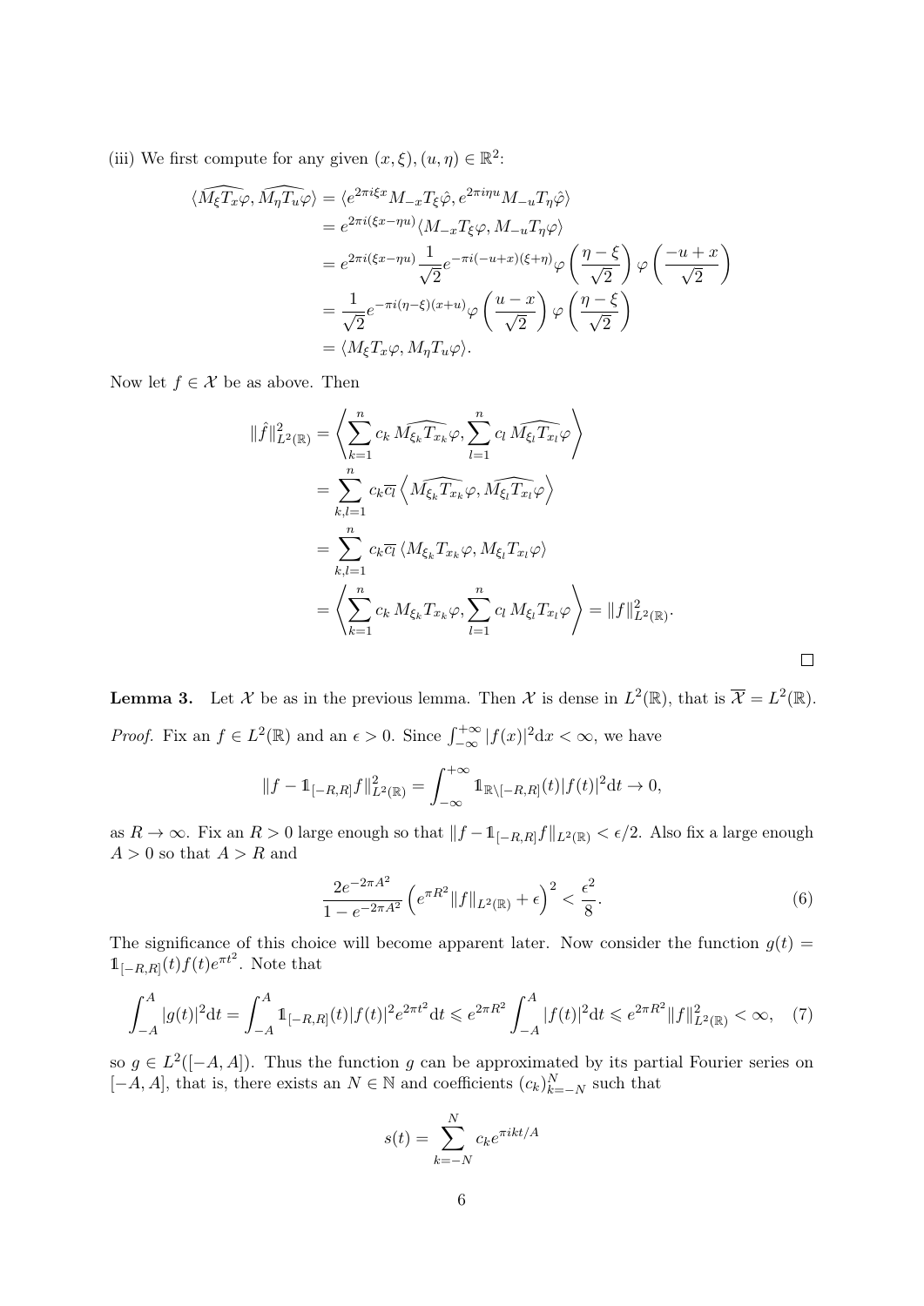(iii) We first compute for any given $(x,\xi),(u,\eta)\in\mathbb{R}^2$:

$$
\begin{aligned}
\langle \widehat{M_\xi T_x\varphi}, \widehat{M_\eta T_u\varphi}\rangle &= \langle e^{2\pi i\xi x}M_{-x}T_\xi\hat{\varphi}, e^{2\pi i\eta u}M_{-u}T_\eta\hat{\varphi}\rangle \\
&= e^{2\pi i(\xi x-\eta u)}\langle M_{-x}T_\xi\varphi, M_{-u}T_\eta\varphi\rangle \\
&= e^{2\pi i(\xi x-\eta u)}\frac{1}{\sqrt{2}}e^{-\pi i(-u+x)(\xi+\eta)}\varphi\left(\frac{\eta-\xi}{\sqrt{2}}\right)\varphi\left(\frac{-u+x}{\sqrt{2}}\right) \\
&= \frac{1}{\sqrt{2}}e^{-\pi i(\eta-\xi)(x+u)}\varphi\left(\frac{u-x}{\sqrt{2}}\right)\varphi\left(\frac{\eta-\xi}{\sqrt{2}}\right) \\
&= \langle M_\xi T_x\varphi, M_\eta T_u\varphi\rangle.
\end{aligned}
$$

Now let $f\in\mathcal{X}$ be as above. Then

$$
\begin{aligned}
\|\hat{f}\|^2_{L^2(\mathbb{R})} &= \left\langle \sum_{k=1}^n c_k\,\widehat{M_{\xi_k}T_{x_k}}\varphi, \sum_{l=1}^n c_l\,\widehat{M_{\xi_l}T_{x_l}}\varphi\right\rangle \\
&= \sum_{k,l=1}^n c_k\overline{c_l}\left\langle \widehat{M_{\xi_k}T_{x_k}}\varphi, \widehat{M_{\xi_l}T_{x_l}}\varphi\right\rangle \\
&= \sum_{k,l=1}^n c_k\overline{c_l}\left\langle M_{\xi_k}T_{x_k}\varphi, M_{\xi_l}T_{x_l}\varphi\right\rangle \\
&= \left\langle \sum_{k=1}^n c_k\,M_{\xi_k}T_{x_k}\varphi, \sum_{l=1}^n c_l\,M_{\xi_l}T_{x_l}\varphi\right\rangle = \|f\|^2_{L^2(\mathbb{R})}.
\end{aligned}
$$

□

**Lemma 3.** Let $\mathcal{X}$ be as in the previous lemma. Then $\mathcal{X}$ is dense in $L^2(\mathbb{R})$, that is $\overline{\mathcal{X}}=L^2(\mathbb{R})$.

*Proof.* Fix an $f\in L^2(\mathbb{R})$ and an $\epsilon>0$. Since $\int_{-\infty}^{+\infty}|f(x)|^2\mathrm{d}x<\infty$, we have

$$
\|f-\mathbb{1}_{[-R,R]}f\|^2_{L^2(\mathbb{R})}=\int_{-\infty}^{+\infty}\mathbb{1}_{\mathbb{R}\setminus[-R,R]}(t)|f(t)|^2\mathrm{d}t\to 0,
$$

as $R\to\infty$. Fix an $R>0$ large enough so that $\|f-\mathbb{1}_{[-R,R]}f\|_{L^2(\mathbb{R})}<\epsilon/2$. Also fix a large enough $A>0$ so that $A>R$ and

$$
\frac{2e^{-2\pi A^2}}{1-e^{-2\pi A^2}}\left(e^{\pi R^2}\|f\|_{L^2(\mathbb{R})}+\epsilon\right)^2<\frac{\epsilon^2}{8}. \tag{6}
$$

The significance of this choice will become apparent later. Now consider the function $g(t)=\mathbb{1}_{[-R,R]}(t)f(t)e^{\pi t^2}$. Note that

$$
\int_{-A}^{A}|g(t)|^2\mathrm{d}t=\int_{-A}^{A}\mathbb{1}_{[-R,R]}(t)|f(t)|^2e^{2\pi t^2}\mathrm{d}t\leqslant e^{2\pi R^2}\int_{-A}^{A}|f(t)|^2\mathrm{d}t\leqslant e^{2\pi R^2}\|f\|^2_{L^2(\mathbb{R})}<\infty, \tag{7}
$$

so $g\in L^2([-A,A])$. Thus the function $g$ can be approximated by its partial Fourier series on $[-A,A]$, that is, there exists an $N\in\mathbb{N}$ and coefficients $(c_k)_{k=-N}^N$ such that

$$
s(t)=\sum_{k=-N}^{N}c_ke^{\pi ikt/A}
$$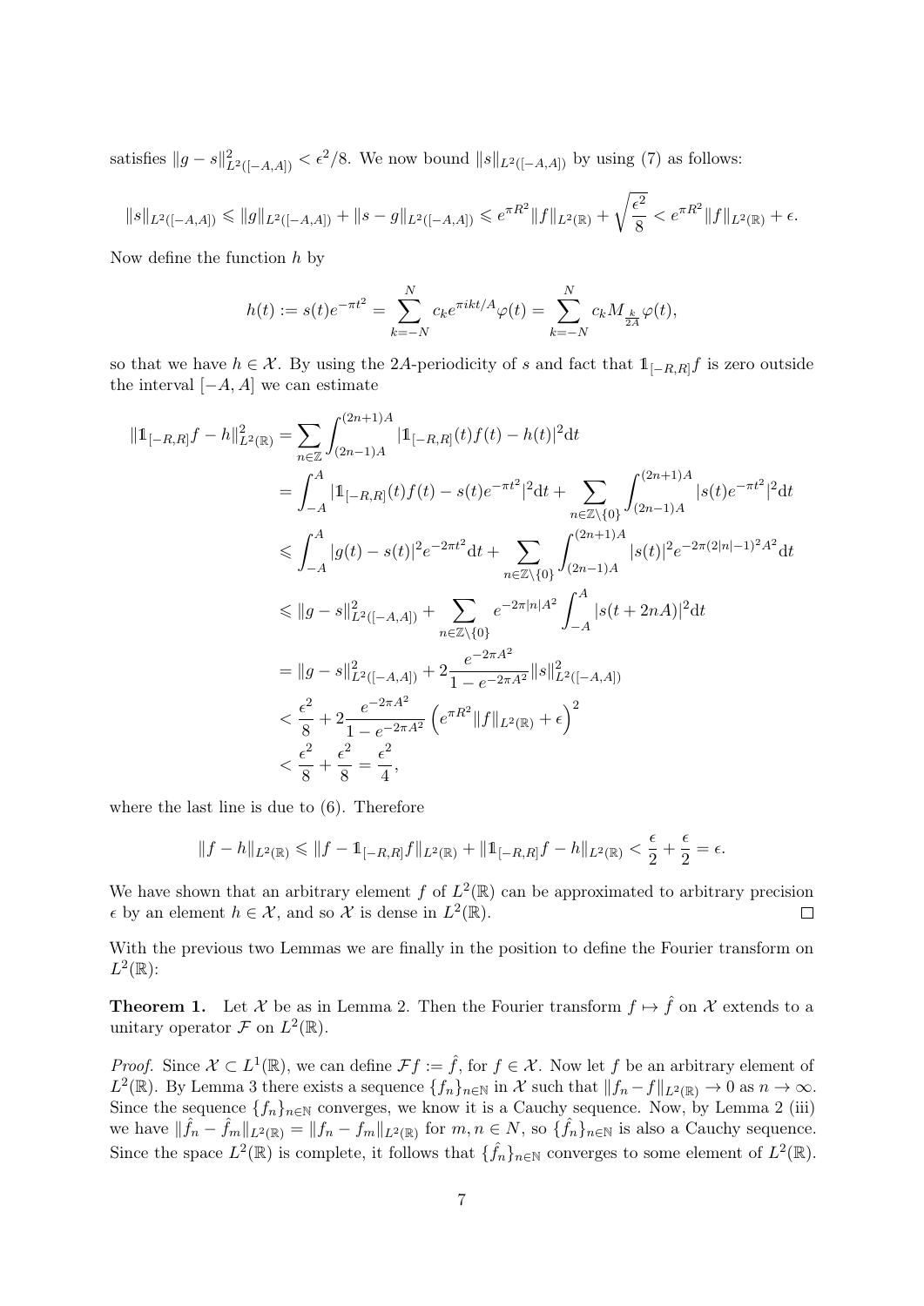satisfies $\|g - s\|^2_{L^2([-A,A])} < \epsilon^2/8$. We now bound $\|s\|_{L^2([-A,A])}$ by using (7) as follows:

$$\|s\|_{L^2([-A,A])} \leqslant \|g\|_{L^2([-A,A])} + \|s - g\|_{L^2([-A,A])} \leqslant e^{\pi R^2}\|f\|_{L^2(\mathbb{R})} + \sqrt{\frac{\epsilon^2}{8}} < e^{\pi R^2}\|f\|_{L^2(\mathbb{R})} + \epsilon.$$

Now define the function $h$ by

$$h(t) := s(t)e^{-\pi t^2} = \sum_{k=-N}^{N} c_k e^{\pi i k t/A}\varphi(t) = \sum_{k=-N}^{N} c_k M_{\frac{k}{2A}}\varphi(t),$$

so that we have $h \in \mathcal{X}$. By using the $2A$-periodicity of $s$ and fact that $\mathbb{1}_{[-R,R]}f$ is zero outside the interval $[-A, A]$ we can estimate

$$\begin{aligned}
\|\mathbb{1}_{[-R,R]}f - h\|^2_{L^2(\mathbb{R})} &= \sum_{n\in\mathbb{Z}} \int_{(2n-1)A}^{(2n+1)A} |\mathbb{1}_{[-R,R]}(t)f(t) - h(t)|^2 \mathrm{d}t \\
&= \int_{-A}^{A} |\mathbb{1}_{[-R,R]}(t)f(t) - s(t)e^{-\pi t^2}|^2 \mathrm{d}t + \sum_{n\in\mathbb{Z}\setminus\{0\}} \int_{(2n-1)A}^{(2n+1)A} |s(t)e^{-\pi t^2}|^2 \mathrm{d}t \\
&\leqslant \int_{-A}^{A} |g(t) - s(t)|^2 e^{-2\pi t^2} \mathrm{d}t + \sum_{n\in\mathbb{Z}\setminus\{0\}} \int_{(2n-1)A}^{(2n+1)A} |s(t)|^2 e^{-2\pi(2|n|-1)^2A^2} \mathrm{d}t \\
&\leqslant \|g - s\|^2_{L^2([-A,A])} + \sum_{n\in\mathbb{Z}\setminus\{0\}} e^{-2\pi|n|A^2} \int_{-A}^{A} |s(t + 2nA)|^2 \mathrm{d}t \\
&= \|g - s\|^2_{L^2([-A,A])} + 2\frac{e^{-2\pi A^2}}{1 - e^{-2\pi A^2}} \|s\|^2_{L^2([-A,A])} \\
&< \frac{\epsilon^2}{8} + 2\frac{e^{-2\pi A^2}}{1 - e^{-2\pi A^2}} \left(e^{\pi R^2}\|f\|_{L^2(\mathbb{R})} + \epsilon\right)^2 \\
&< \frac{\epsilon^2}{8} + \frac{\epsilon^2}{8} = \frac{\epsilon^2}{4},
\end{aligned}$$

where the last line is due to (6). Therefore

$$\|f - h\|_{L^2(\mathbb{R})} \leqslant \|f - \mathbb{1}_{[-R,R]}f\|_{L^2(\mathbb{R})} + \|\mathbb{1}_{[-R,R]}f - h\|_{L^2(\mathbb{R})} < \frac{\epsilon}{2} + \frac{\epsilon}{2} = \epsilon.$$

We have shown that an arbitrary element $f$ of $L^2(\mathbb{R})$ can be approximated to arbitrary precision $\epsilon$ by an element $h \in \mathcal{X}$, and so $\mathcal{X}$ is dense in $L^2(\mathbb{R})$. $\square$

With the previous two Lemmas we are finally in the position to define the Fourier transform on $L^2(\mathbb{R})$:

**Theorem 1.** Let $\mathcal{X}$ be as in Lemma 2. Then the Fourier transform $f \mapsto \hat{f}$ on $\mathcal{X}$ extends to a unitary operator $\mathcal{F}$ on $L^2(\mathbb{R})$.

*Proof.* Since $\mathcal{X} \subset L^1(\mathbb{R})$, we can define $\mathcal{F}f := \hat{f}$, for $f \in \mathcal{X}$. Now let $f$ be an arbitrary element of $L^2(\mathbb{R})$. By Lemma 3 there exists a sequence $\{f_n\}_{n\in\mathbb{N}}$ in $\mathcal{X}$ such that $\|f_n - f\|_{L^2(\mathbb{R})} \to 0$ as $n \to \infty$. Since the sequence $\{f_n\}_{n\in\mathbb{N}}$ converges, we know it is a Cauchy sequence. Now, by Lemma 2 (iii) we have $\|\hat{f}_n - \hat{f}_m\|_{L^2(\mathbb{R})} = \|f_n - f_m\|_{L^2(\mathbb{R})}$ for $m, n \in N$, so $\{\hat{f}_n\}_{n\in\mathbb{N}}$ is also a Cauchy sequence. Since the space $L^2(\mathbb{R})$ is complete, it follows that $\{\hat{f}_n\}_{n\in\mathbb{N}}$ converges to some element of $L^2(\mathbb{R})$.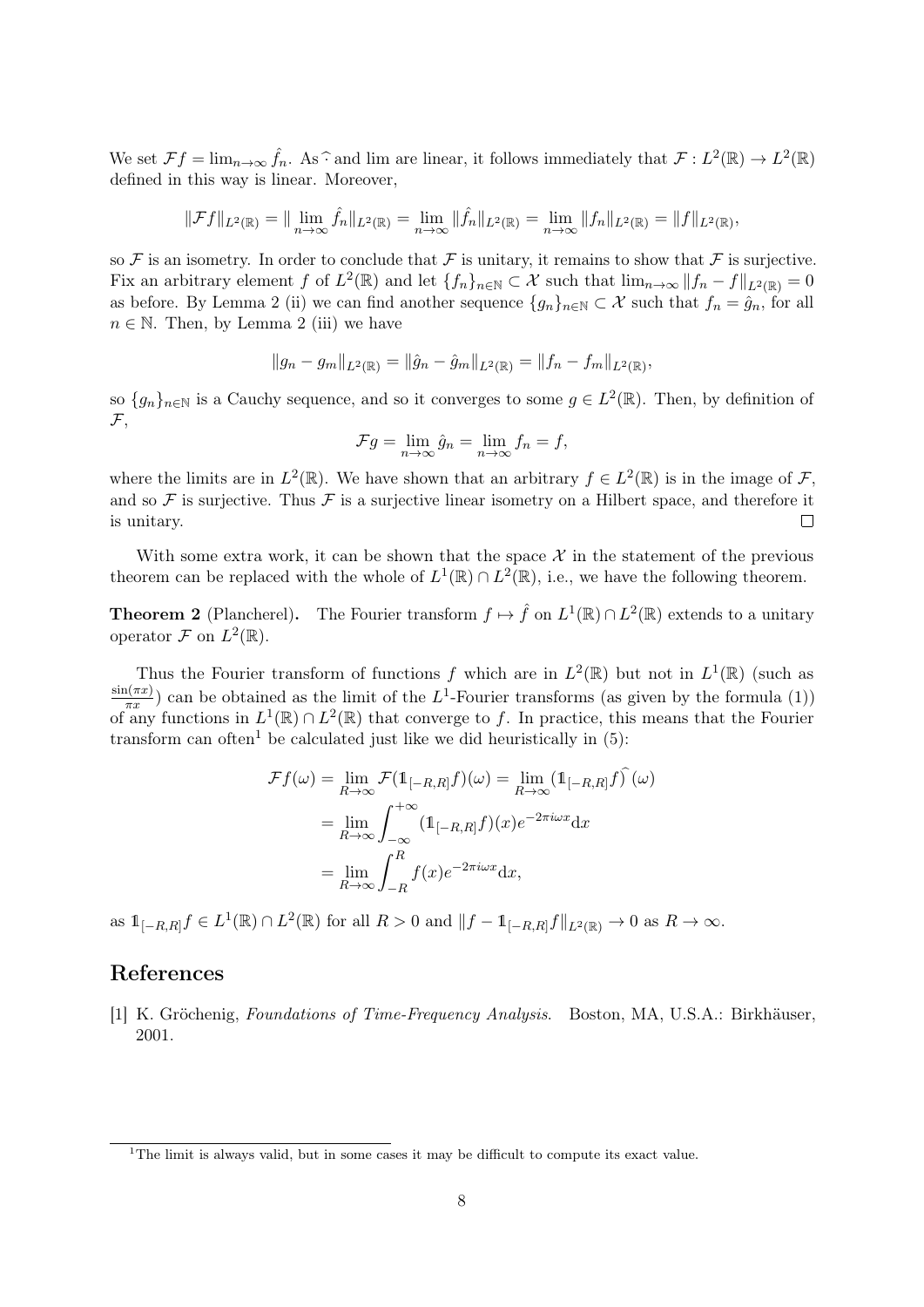We set $\mathcal{F}f = \lim_{n\to\infty} \hat{f}_n$. As $\hat{\cdot}$ and lim are linear, it follows immediately that $\mathcal{F} : L^2(\mathbb{R}) \to L^2(\mathbb{R})$ defined in this way is linear. Moreover,

$$\|\mathcal{F}f\|_{L^2(\mathbb{R})} = \|\lim_{n\to\infty} \hat{f}_n\|_{L^2(\mathbb{R})} = \lim_{n\to\infty} \|\hat{f}_n\|_{L^2(\mathbb{R})} = \lim_{n\to\infty} \|f_n\|_{L^2(\mathbb{R})} = \|f\|_{L^2(\mathbb{R})},$$

so $\mathcal{F}$ is an isometry. In order to conclude that $\mathcal{F}$ is unitary, it remains to show that $\mathcal{F}$ is surjective. Fix an arbitrary element $f$ of $L^2(\mathbb{R})$ and let $\{f_n\}_{n\in\mathbb{N}} \subset \mathcal{X}$ such that $\lim_{n\to\infty} \|f_n - f\|_{L^2(\mathbb{R})} = 0$ as before. By Lemma 2 (ii) we can find another sequence $\{g_n\}_{n\in\mathbb{N}} \subset \mathcal{X}$ such that $f_n = \hat{g}_n$, for all $n \in \mathbb{N}$. Then, by Lemma 2 (iii) we have

$$\|g_n - g_m\|_{L^2(\mathbb{R})} = \|\hat{g}_n - \hat{g}_m\|_{L^2(\mathbb{R})} = \|f_n - f_m\|_{L^2(\mathbb{R})},$$

so $\{g_n\}_{n\in\mathbb{N}}$ is a Cauchy sequence, and so it converges to some $g \in L^2(\mathbb{R})$. Then, by definition of $\mathcal{F}$,

$$\mathcal{F}g = \lim_{n\to\infty} \hat{g}_n = \lim_{n\to\infty} f_n = f,$$

where the limits are in $L^2(\mathbb{R})$. We have shown that an arbitrary $f \in L^2(\mathbb{R})$ is in the image of $\mathcal{F}$, and so $\mathcal{F}$ is surjective. Thus $\mathcal{F}$ is a surjective linear isometry on a Hilbert space, and therefore it is unitary. □

With some extra work, it can be shown that the space $\mathcal{X}$ in the statement of the previous theorem can be replaced with the whole of $L^1(\mathbb{R}) \cap L^2(\mathbb{R})$, i.e., we have the following theorem.

**Theorem 2** (Plancherel)**.** The Fourier transform $f \mapsto \hat{f}$ on $L^1(\mathbb{R}) \cap L^2(\mathbb{R})$ extends to a unitary operator $\mathcal{F}$ on $L^2(\mathbb{R})$.

Thus the Fourier transform of functions $f$ which are in $L^2(\mathbb{R})$ but not in $L^1(\mathbb{R})$ (such as $\frac{\sin(\pi x)}{\pi x}$) can be obtained as the limit of the $L^1$-Fourier transforms (as given by the formula (1)) of any functions in $L^1(\mathbb{R}) \cap L^2(\mathbb{R})$ that converge to $f$. In practice, this means that the Fourier transform can often[1] be calculated just like we did heuristically in (5):

$$\begin{aligned}
\mathcal{F}f(\omega) &= \lim_{R\to\infty} \mathcal{F}(\mathbb{1}_{[-R,R]}f)(\omega) = \lim_{R\to\infty} \widehat{(\mathbb{1}_{[-R,R]}f)}(\omega) \\
&= \lim_{R\to\infty} \int_{-\infty}^{+\infty} (\mathbb{1}_{[-R,R]}f)(x) e^{-2\pi i\omega x} \mathrm{d}x \\
&= \lim_{R\to\infty} \int_{-R}^{R} f(x) e^{-2\pi i\omega x} \mathrm{d}x,
\end{aligned}$$

as $\mathbb{1}_{[-R,R]}f \in L^1(\mathbb{R}) \cap L^2(\mathbb{R})$ for all $R > 0$ and $\|f - \mathbb{1}_{[-R,R]}f\|_{L^2(\mathbb{R})} \to 0$ as $R \to \infty$.

## References

[1] K. Gröchenig, *Foundations of Time-Frequency Analysis*. Boston, MA, U.S.A.: Birkhäuser, 2001.

[1] The limit is always valid, but in some cases it may be difficult to compute its exact value.